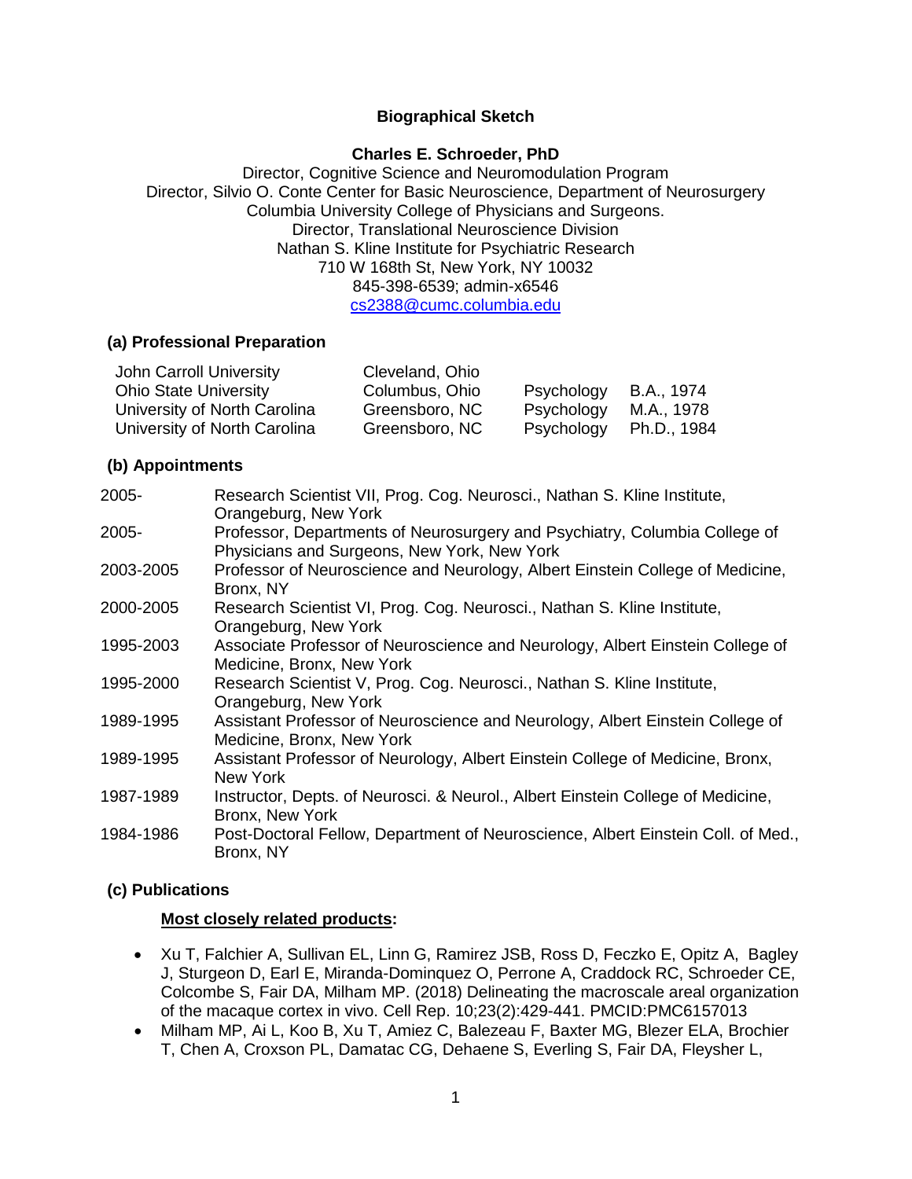**Biographical Sketch**

**Charles E. Schroeder, PhD**

Director, Cognitive Science and Neuromodulation Program
Director, Silvio O. Conte Center for Basic Neuroscience, Department of Neurosurgery
Columbia University College of Physicians and Surgeons.
Director, Translational Neuroscience Division
Nathan S. Kline Institute for Psychiatric Research
710 W 168th St, New York, NY 10032
845-398-6539; admin-x6546
cs2388@cumc.columbia.edu

### (a) Professional Preparation

| | | | |
|---|---|---|---|
| John Carroll University | Cleveland, Ohio | | |
| Ohio State University | Columbus, Ohio | Psychology | B.A., 1974 |
| University of North Carolina | Greensboro, NC | Psychology | M.A., 1978 |
| University of North Carolina | Greensboro, NC | Psychology | Ph.D., 1984 |

### (b) Appointments

| | |
|---|---|
| 2005- | Research Scientist VII, Prog. Cog. Neurosci., Nathan S. Kline Institute, Orangeburg, New York |
| 2005- | Professor, Departments of Neurosurgery and Psychiatry, Columbia College of Physicians and Surgeons, New York, New York |
| 2003-2005 | Professor of Neuroscience and Neurology, Albert Einstein College of Medicine, Bronx, NY |
| 2000-2005 | Research Scientist VI, Prog. Cog. Neurosci., Nathan S. Kline Institute, Orangeburg, New York |
| 1995-2003 | Associate Professor of Neuroscience and Neurology, Albert Einstein College of Medicine, Bronx, New York |
| 1995-2000 | Research Scientist V, Prog. Cog. Neurosci., Nathan S. Kline Institute, Orangeburg, New York |
| 1989-1995 | Assistant Professor of Neuroscience and Neurology, Albert Einstein College of Medicine, Bronx, New York |
| 1989-1995 | Assistant Professor of Neurology, Albert Einstein College of Medicine, Bronx, New York |
| 1987-1989 | Instructor, Depts. of Neurosci. & Neurol., Albert Einstein College of Medicine, Bronx, New York |
| 1984-1986 | Post-Doctoral Fellow, Department of Neuroscience, Albert Einstein Coll. of Med., Bronx, NY |

### (c) Publications

**Most closely related products:**

- Xu T, Falchier A, Sullivan EL, Linn G, Ramirez JSB, Ross D, Feczko E, Opitz A, Bagley J, Sturgeon D, Earl E, Miranda-Dominquez O, Perrone A, Craddock RC, Schroeder CE, Colcombe S, Fair DA, Milham MP. (2018) Delineating the macroscale areal organization of the macaque cortex in vivo. Cell Rep. 10;23(2):429-441. PMCID:PMC6157013
- Milham MP, Ai L, Koo B, Xu T, Amiez C, Balezeau F, Baxter MG, Blezer ELA, Brochier T, Chen A, Croxson PL, Damatac CG, Dehaene S, Everling S, Fair DA, Fleysher L,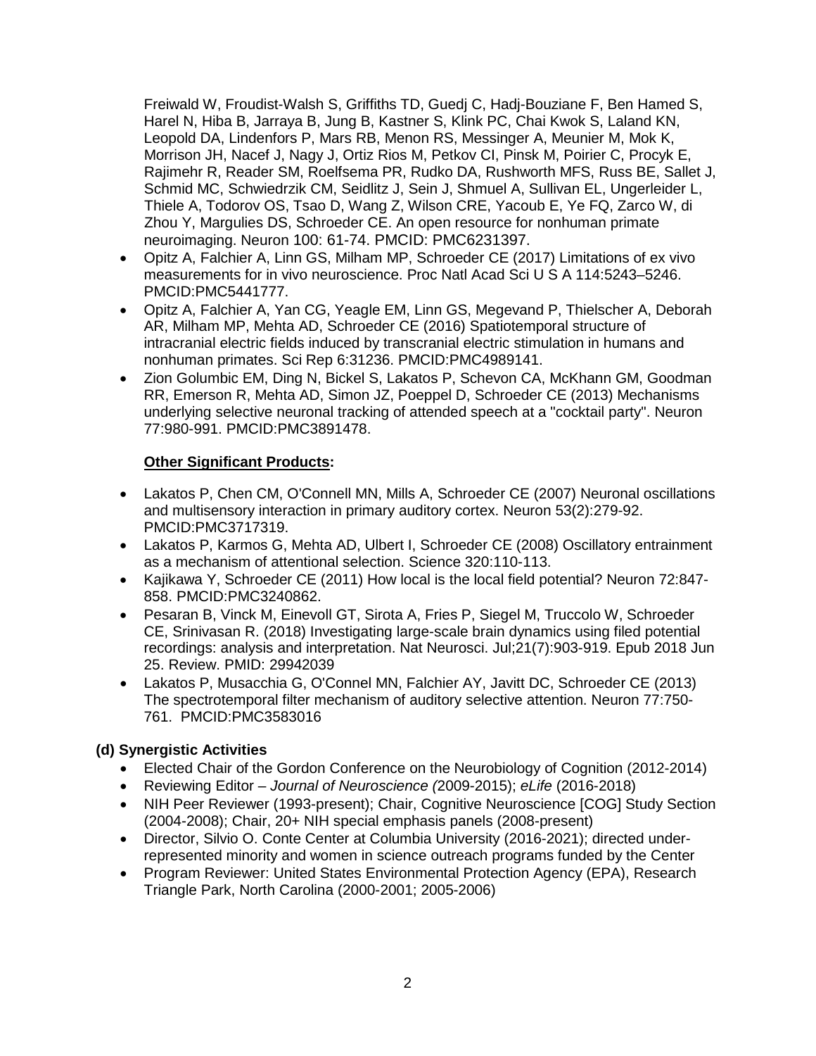Freiwald W, Froudist-Walsh S, Griffiths TD, Guedj C, Hadj-Bouziane F, Ben Hamed S, Harel N, Hiba B, Jarraya B, Jung B, Kastner S, Klink PC, Chai Kwok S, Laland KN, Leopold DA, Lindenfors P, Mars RB, Menon RS, Messinger A, Meunier M, Mok K, Morrison JH, Nacef J, Nagy J, Ortiz Rios M, Petkov CI, Pinsk M, Poirier C, Procyk E, Rajimehr R, Reader SM, Roelfsema PR, Rudko DA, Rushworth MFS, Russ BE, Sallet J, Schmid MC, Schwiedrzik CM, Seidlitz J, Sein J, Shmuel A, Sullivan EL, Ungerleider L, Thiele A, Todorov OS, Tsao D, Wang Z, Wilson CRE, Yacoub E, Ye FQ, Zarco W, di Zhou Y, Margulies DS, Schroeder CE. An open resource for nonhuman primate neuroimaging. Neuron 100: 61-74. PMCID: PMC6231397.

- Opitz A, Falchier A, Linn GS, Milham MP, Schroeder CE (2017) Limitations of ex vivo measurements for in vivo neuroscience. Proc Natl Acad Sci U S A 114:5243–5246. PMCID:PMC5441777.
- Opitz A, Falchier A, Yan CG, Yeagle EM, Linn GS, Megevand P, Thielscher A, Deborah AR, Milham MP, Mehta AD, Schroeder CE (2016) Spatiotemporal structure of intracranial electric fields induced by transcranial electric stimulation in humans and nonhuman primates. Sci Rep 6:31236. PMCID:PMC4989141.
- Zion Golumbic EM, Ding N, Bickel S, Lakatos P, Schevon CA, McKhann GM, Goodman RR, Emerson R, Mehta AD, Simon JZ, Poeppel D, Schroeder CE (2013) Mechanisms underlying selective neuronal tracking of attended speech at a "cocktail party". Neuron 77:980-991. PMCID:PMC3891478.

**Other Significant Products:**

- Lakatos P, Chen CM, O'Connell MN, Mills A, Schroeder CE (2007) Neuronal oscillations and multisensory interaction in primary auditory cortex. Neuron 53(2):279-92. PMCID:PMC3717319.
- Lakatos P, Karmos G, Mehta AD, Ulbert I, Schroeder CE (2008) Oscillatory entrainment as a mechanism of attentional selection. Science 320:110-113.
- Kajikawa Y, Schroeder CE (2011) How local is the local field potential? Neuron 72:847-858. PMCID:PMC3240862.
- Pesaran B, Vinck M, Einevoll GT, Sirota A, Fries P, Siegel M, Truccolo W, Schroeder CE, Srinivasan R. (2018) Investigating large-scale brain dynamics using filed potential recordings: analysis and interpretation. Nat Neurosci. Jul;21(7):903-919. Epub 2018 Jun 25. Review. PMID: 29942039
- Lakatos P, Musacchia G, O'Connel MN, Falchier AY, Javitt DC, Schroeder CE (2013) The spectrotemporal filter mechanism of auditory selective attention. Neuron 77:750-761. PMCID:PMC3583016

**(d) Synergistic Activities**

- Elected Chair of the Gordon Conference on the Neurobiology of Cognition (2012-2014)
- Reviewing Editor – *Journal of Neuroscience (*2009-2015); *eLife* (2016-2018)
- NIH Peer Reviewer (1993-present); Chair, Cognitive Neuroscience [COG] Study Section (2004-2008); Chair, 20+ NIH special emphasis panels (2008-present)
- Director, Silvio O. Conte Center at Columbia University (2016-2021); directed under-represented minority and women in science outreach programs funded by the Center
- Program Reviewer: United States Environmental Protection Agency (EPA), Research Triangle Park, North Carolina (2000-2001; 2005-2006)